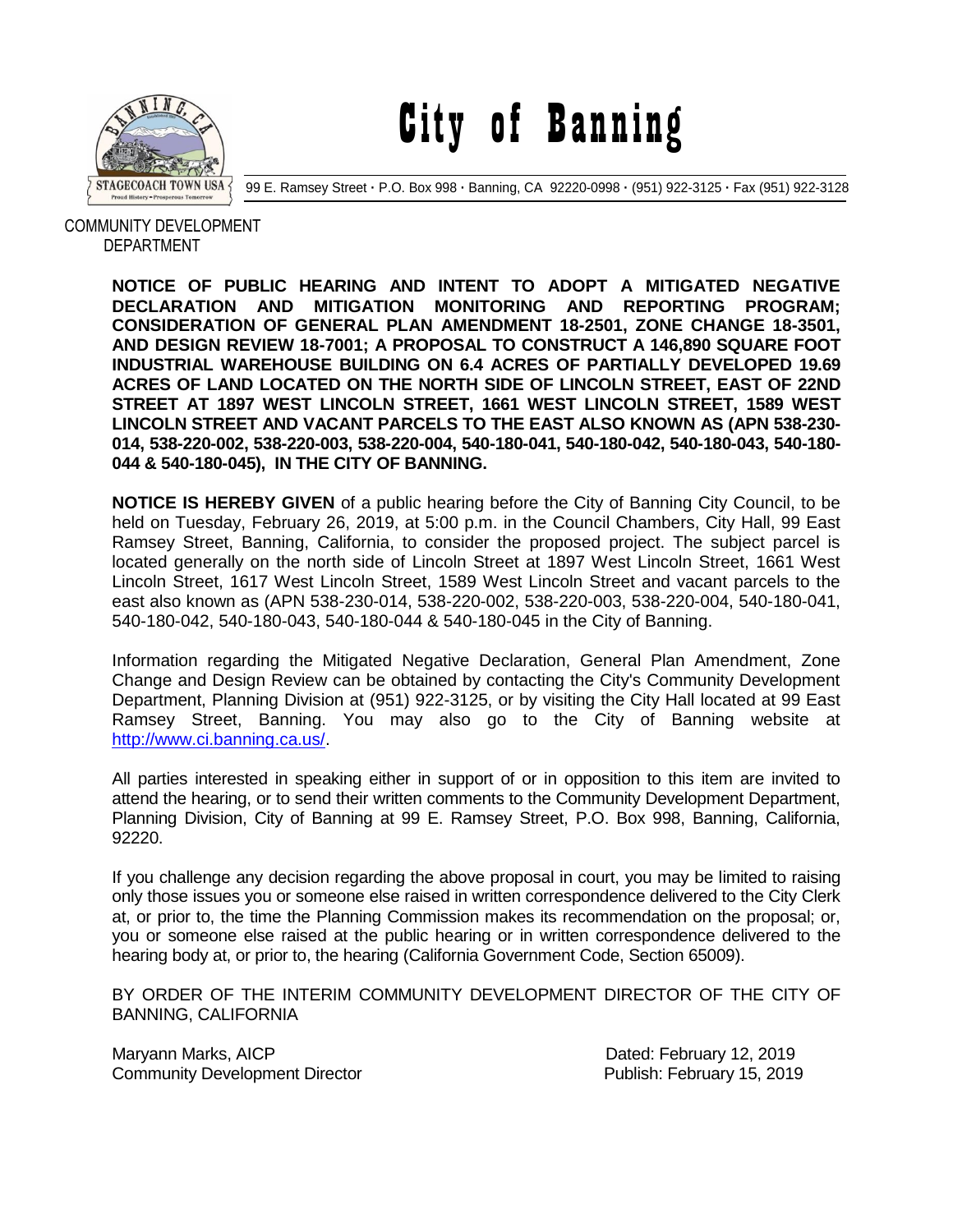# City of Banning

99 E. Ramsey Street · P.O. Box 998 · Banning, CA 92220-0998 · (951) 922-3125 · Fax (951) 922-3128

COMMUNITY DEVELOPMENT DEPARTMENT

**NOTICE OF PUBLIC HEARING AND INTENT TO ADOPT A MITIGATED NEGATIVE DECLARATION AND MITIGATION MONITORING AND REPORTING PROGRAM; CONSIDERATION OF GENERAL PLAN AMENDMENT 18-2501, ZONE CHANGE 18-3501, AND DESIGN REVIEW 18-7001; A PROPOSAL TO CONSTRUCT A 146,890 SQUARE FOOT INDUSTRIAL WAREHOUSE BUILDING ON 6.4 ACRES OF PARTIALLY DEVELOPED 19.69 ACRES OF LAND LOCATED ON THE NORTH SIDE OF LINCOLN STREET, EAST OF 22ND STREET AT 1897 WEST LINCOLN STREET, 1661 WEST LINCOLN STREET, 1589 WEST LINCOLN STREET AND VACANT PARCELS TO THE EAST ALSO KNOWN AS (APN 538-230-014, 538-220-002, 538-220-003, 538-220-004, 540-180-041, 540-180-042, 540-180-043, 540-180-044 & 540-180-045), IN THE CITY OF BANNING.**

**NOTICE IS HEREBY GIVEN** of a public hearing before the City of Banning City Council, to be held on Tuesday, February 26, 2019, at 5:00 p.m. in the Council Chambers, City Hall, 99 East Ramsey Street, Banning, California, to consider the proposed project. The subject parcel is located generally on the north side of Lincoln Street at 1897 West Lincoln Street, 1661 West Lincoln Street, 1617 West Lincoln Street, 1589 West Lincoln Street and vacant parcels to the east also known as (APN 538-230-014, 538-220-002, 538-220-003, 538-220-004, 540-180-041, 540-180-042, 540-180-043, 540-180-044 & 540-180-045 in the City of Banning.

Information regarding the Mitigated Negative Declaration, General Plan Amendment, Zone Change and Design Review can be obtained by contacting the City's Community Development Department, Planning Division at (951) 922-3125, or by visiting the City Hall located at 99 East Ramsey Street, Banning. You may also go to the City of Banning website at http://www.ci.banning.ca.us/.

All parties interested in speaking either in support of or in opposition to this item are invited to attend the hearing, or to send their written comments to the Community Development Department, Planning Division, City of Banning at 99 E. Ramsey Street, P.O. Box 998, Banning, California, 92220.

If you challenge any decision regarding the above proposal in court, you may be limited to raising only those issues you or someone else raised in written correspondence delivered to the City Clerk at, or prior to, the time the Planning Commission makes its recommendation on the proposal; or, you or someone else raised at the public hearing or in written correspondence delivered to the hearing body at, or prior to, the hearing (California Government Code, Section 65009).

BY ORDER OF THE INTERIM COMMUNITY DEVELOPMENT DIRECTOR OF THE CITY OF BANNING, CALIFORNIA

Maryann Marks, AICP
Community Development Director

Dated: February 12, 2019
Publish: February 15, 2019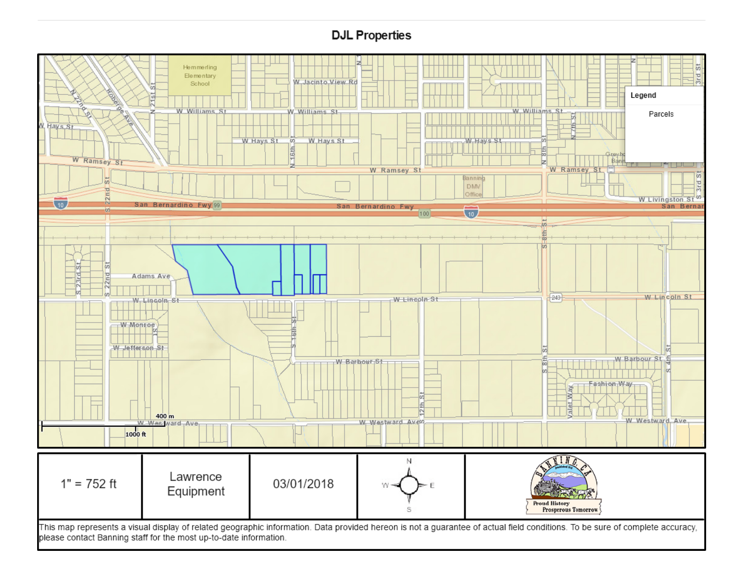# DJL Properties

Legend

Parcels

| 1" = 752 ft | Lawrence Equipment | 03/01/2018 | N W E S | Proud History Prosperous Tomorrow |
|---|---|---|---|---|

This map represents a visual display of related geographic information. Data provided hereon is not a guarantee of actual field conditions. To be sure of complete accuracy, please contact Banning staff for the most up-to-date information.